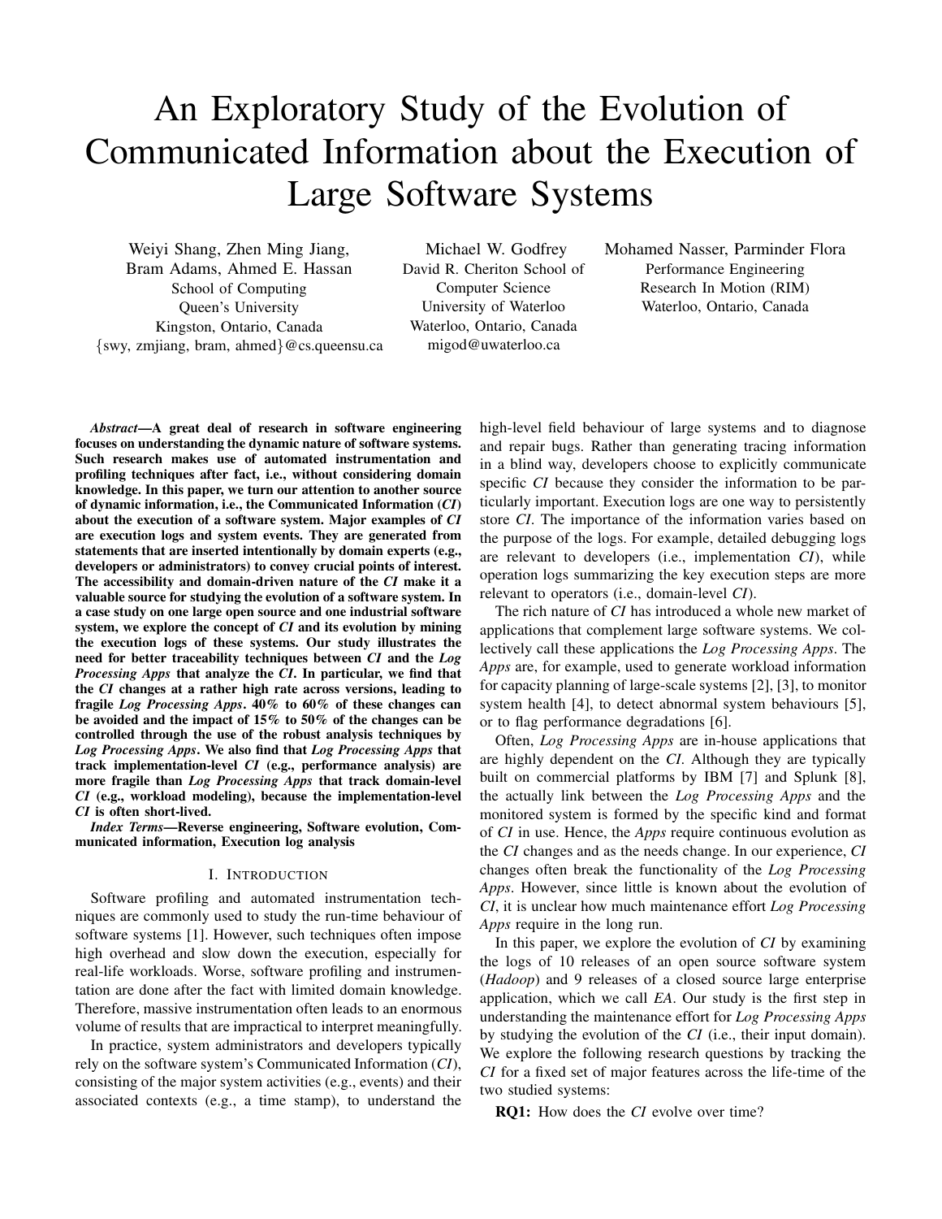# An Exploratory Study of the Evolution of Communicated Information about the Execution of Large Software Systems

Weiyi Shang, Zhen Ming Jiang, Bram Adams, Ahmed E. Hassan
School of Computing
Queen's University
Kingston, Ontario, Canada
{swy, zmjiang, bram, ahmed}@cs.queensu.ca

Michael W. Godfrey
David R. Cheriton School of Computer Science
University of Waterloo
Waterloo, Ontario, Canada
migod@uwaterloo.ca

Mohamed Nasser, Parminder Flora
Performance Engineering
Research In Motion (RIM)
Waterloo, Ontario, Canada

***Abstract*—A great deal of research in software engineering focuses on understanding the dynamic nature of software systems. Such research makes use of automated instrumentation and profiling techniques after fact, i.e., without considering domain knowledge. In this paper, we turn our attention to another source of dynamic information, i.e., the Communicated Information (*CI*) about the execution of a software system. Major examples of *CI* are execution logs and system events. They are generated from statements that are inserted intentionally by domain experts (e.g., developers or administrators) to convey crucial points of interest. The accessibility and domain-driven nature of the *CI* make it a valuable source for studying the evolution of a software system. In a case study on one large open source and one industrial software system, we explore the concept of *CI* and its evolution by mining the execution logs of these systems. Our study illustrates the need for better traceability techniques between *CI* and the *Log Processing Apps* that analyze the *CI*. In particular, we find that the *CI* changes at a rather high rate across versions, leading to fragile *Log Processing Apps*. 40% to 60% of these changes can be avoided and the impact of 15% to 50% of the changes can be controlled through the use of the robust analysis techniques by *Log Processing Apps*. We also find that *Log Processing Apps* that track implementation-level *CI* (e.g., performance analysis) are more fragile than *Log Processing Apps* that track domain-level *CI* (e.g., workload modeling), because the implementation-level *CI* is often short-lived.**

***Index Terms*—Reverse engineering, Software evolution, Communicated information, Execution log analysis**

## I. Introduction

Software profiling and automated instrumentation techniques are commonly used to study the run-time behaviour of software systems [1]. However, such techniques often impose high overhead and slow down the execution, especially for real-life workloads. Worse, software profiling and instrumentation are done after the fact with limited domain knowledge. Therefore, massive instrumentation often leads to an enormous volume of results that are impractical to interpret meaningfully.

In practice, system administrators and developers typically rely on the software system's Communicated Information (*CI*), consisting of the major system activities (e.g., events) and their associated contexts (e.g., a time stamp), to understand the high-level field behaviour of large systems and to diagnose and repair bugs. Rather than generating tracing information in a blind way, developers choose to explicitly communicate specific *CI* because they consider the information to be particularly important. Execution logs are one way to persistently store *CI*. The importance of the information varies based on the purpose of the logs. For example, detailed debugging logs are relevant to developers (i.e., implementation *CI*), while operation logs summarizing the key execution steps are more relevant to operators (i.e., domain-level *CI*).

The rich nature of *CI* has introduced a whole new market of applications that complement large software systems. We collectively call these applications the *Log Processing Apps*. The *Apps* are, for example, used to generate workload information for capacity planning of large-scale systems [2], [3], to monitor system health [4], to detect abnormal system behaviours [5], or to flag performance degradations [6].

Often, *Log Processing Apps* are in-house applications that are highly dependent on the *CI*. Although they are typically built on commercial platforms by IBM [7] and Splunk [8], the actually link between the *Log Processing Apps* and the monitored system is formed by the specific kind and format of *CI* in use. Hence, the *Apps* require continuous evolution as the *CI* changes and as the needs change. In our experience, *CI* changes often break the functionality of the *Log Processing Apps*. However, since little is known about the evolution of *CI*, it is unclear how much maintenance effort *Log Processing Apps* require in the long run.

In this paper, we explore the evolution of *CI* by examining the logs of 10 releases of an open source software system (*Hadoop*) and 9 releases of a closed source large enterprise application, which we call *EA*. Our study is the first step in understanding the maintenance effort for *Log Processing Apps* by studying the evolution of the *CI* (i.e., their input domain). We explore the following research questions by tracking the *CI* for a fixed set of major features across the life-time of the two studied systems:

**RQ1:** How does the *CI* evolve over time?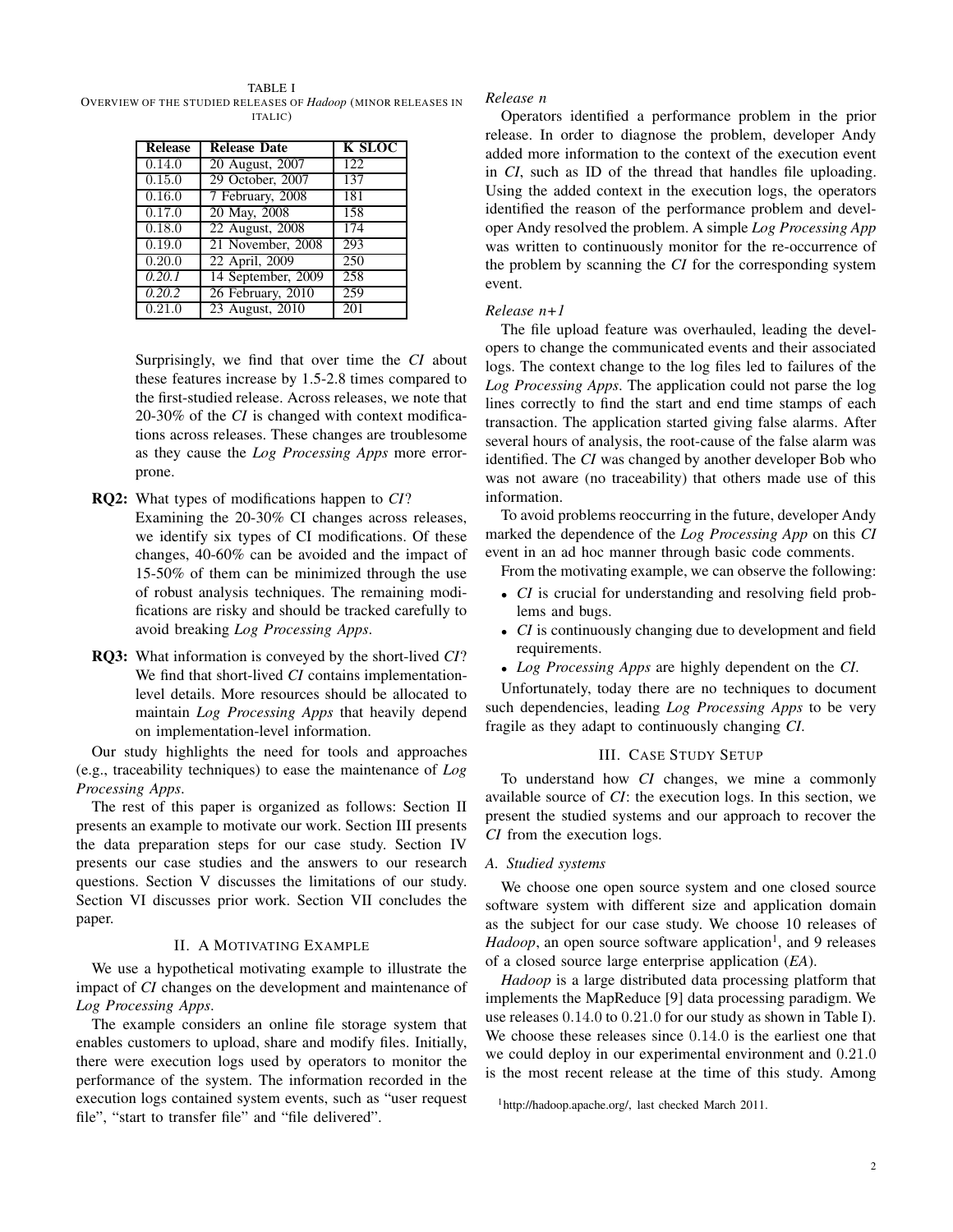TABLE I
OVERVIEW OF THE STUDIED RELEASES OF *Hadoop* (MINOR RELEASES IN ITALIC)

| Release | Release Date | K SLOC |
|---|---|---|
| 0.14.0 | 20 August, 2007 | 122 |
| 0.15.0 | 29 October, 2007 | 137 |
| 0.16.0 | 7 February, 2008 | 181 |
| 0.17.0 | 20 May, 2008 | 158 |
| 0.18.0 | 22 August, 2008 | 174 |
| 0.19.0 | 21 November, 2008 | 293 |
| 0.20.0 | 22 April, 2009 | 250 |
| *0.20.1* | 14 September, 2009 | 258 |
| *0.20.2* | 26 February, 2010 | 259 |
| 0.21.0 | 23 August, 2010 | 201 |

Surprisingly, we find that over time the *CI* about these features increase by 1.5-2.8 times compared to the first-studied release. Across releases, we note that 20-30% of the *CI* is changed with context modifications across releases. These changes are troublesome as they cause the *Log Processing Apps* more error-prone.

**RQ2:** What types of modifications happen to *CI*?
Examining the 20-30% CI changes across releases, we identify six types of CI modifications. Of these changes, 40-60% can be avoided and the impact of 15-50% of them can be minimized through the use of robust analysis techniques. The remaining modifications are risky and should be tracked carefully to avoid breaking *Log Processing Apps*.

**RQ3:** What information is conveyed by the short-lived *CI*?
We find that short-lived *CI* contains implementation-level details. More resources should be allocated to maintain *Log Processing Apps* that heavily depend on implementation-level information.

Our study highlights the need for tools and approaches (e.g., traceability techniques) to ease the maintenance of *Log Processing Apps*.

The rest of this paper is organized as follows: Section II presents an example to motivate our work. Section III presents the data preparation steps for our case study. Section IV presents our case studies and the answers to our research questions. Section V discusses the limitations of our study. Section VI discusses prior work. Section VII concludes the paper.

## II. A Motivating Example

We use a hypothetical motivating example to illustrate the impact of *CI* changes on the development and maintenance of *Log Processing Apps*.

The example considers an online file storage system that enables customers to upload, share and modify files. Initially, there were execution logs used by operators to monitor the performance of the system. The information recorded in the execution logs contained system events, such as "user request file", "start to transfer file" and "file delivered".

*Release n*

Operators identified a performance problem in the prior release. In order to diagnose the problem, developer Andy added more information to the context of the execution event in *CI*, such as ID of the thread that handles file uploading. Using the added context in the execution logs, the operators identified the reason of the performance problem and developer Andy resolved the problem. A simple *Log Processing App* was written to continuously monitor for the re-occurrence of the problem by scanning the *CI* for the corresponding system event.

*Release n+1*

The file upload feature was overhauled, leading the developers to change the communicated events and their associated logs. The context change to the log files led to failures of the *Log Processing Apps*. The application could not parse the log lines correctly to find the start and end time stamps of each transaction. The application started giving false alarms. After several hours of analysis, the root-cause of the false alarm was identified. The *CI* was changed by another developer Bob who was not aware (no traceability) that others made use of this information.

To avoid problems reoccurring in the future, developer Andy marked the dependence of the *Log Processing App* on this *CI* event in an ad hoc manner through basic code comments.

From the motivating example, we can observe the following:

- *CI* is crucial for understanding and resolving field problems and bugs.
- *CI* is continuously changing due to development and field requirements.
- *Log Processing Apps* are highly dependent on the *CI*.

Unfortunately, today there are no techniques to document such dependencies, leading *Log Processing Apps* to be very fragile as they adapt to continuously changing *CI*.

## III. Case Study Setup

To understand how *CI* changes, we mine a commonly available source of *CI*: the execution logs. In this section, we present the studied systems and our approach to recover the *CI* from the execution logs.

### A. Studied systems

We choose one open source system and one closed source software system with different size and application domain as the subject for our case study. We choose 10 releases of *Hadoop*, an open source software application[1], and 9 releases of a closed source large enterprise application (*EA*).

*Hadoop* is a large distributed data processing platform that implements the MapReduce [9] data processing paradigm. We use releases 0.14.0 to 0.21.0 for our study as shown in Table I). We choose these releases since 0.14.0 is the earliest one that we could deploy in our experimental environment and 0.21.0 is the most recent release at the time of this study. Among

[1] http://hadoop.apache.org/, last checked March 2011.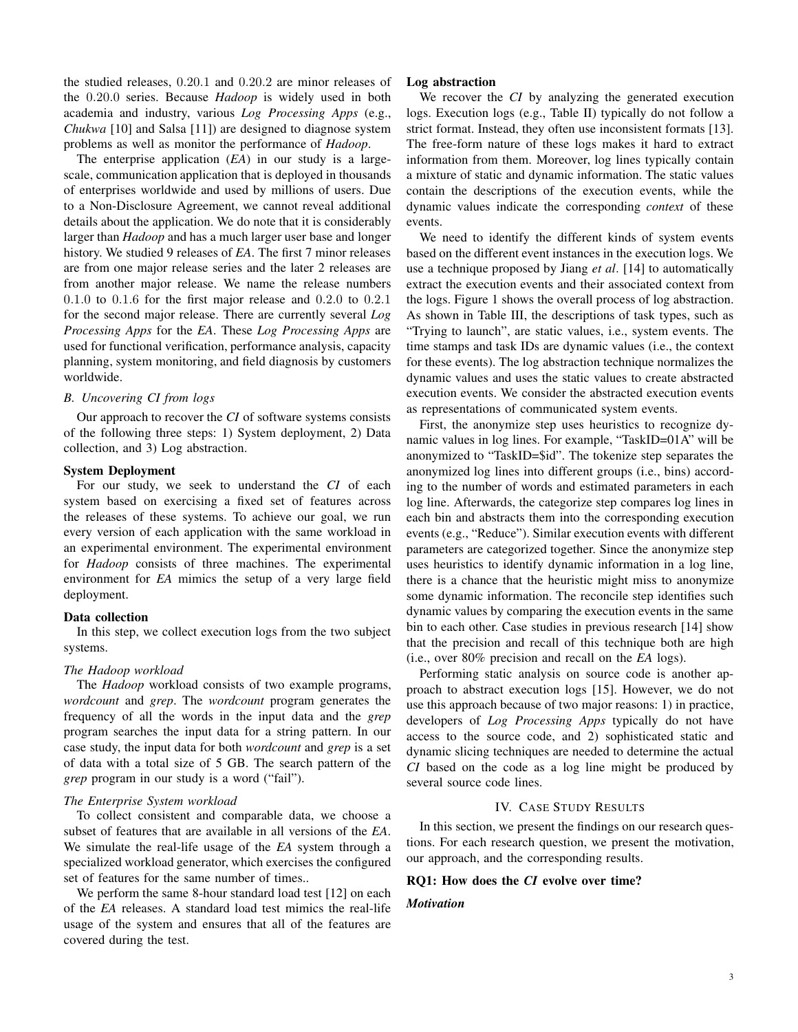the studied releases, 0.20.1 and 0.20.2 are minor releases of the 0.20.0 series. Because *Hadoop* is widely used in both academia and industry, various *Log Processing Apps* (e.g., *Chukwa* [10] and Salsa [11]) are designed to diagnose system problems as well as monitor the performance of *Hadoop*.

The enterprise application (*EA*) in our study is a large-scale, communication application that is deployed in thousands of enterprises worldwide and used by millions of users. Due to a Non-Disclosure Agreement, we cannot reveal additional details about the application. We do note that it is considerably larger than *Hadoop* and has a much larger user base and longer history. We studied 9 releases of *EA*. The first 7 minor releases are from one major release series and the later 2 releases are from another major release. We name the release numbers 0.1.0 to 0.1.6 for the first major release and 0.2.0 to 0.2.1 for the second major release. There are currently several *Log Processing Apps* for the *EA*. These *Log Processing Apps* are used for functional verification, performance analysis, capacity planning, system monitoring, and field diagnosis by customers worldwide.

### B. Uncovering CI from logs

Our approach to recover the *CI* of software systems consists of the following three steps: 1) System deployment, 2) Data collection, and 3) Log abstraction.

**System Deployment**

For our study, we seek to understand the *CI* of each system based on exercising a fixed set of features across the releases of these systems. To achieve our goal, we run every version of each application with the same workload in an experimental environment. The experimental environment for *Hadoop* consists of three machines. The experimental environment for *EA* mimics the setup of a very large field deployment.

**Data collection**

In this step, we collect execution logs from the two subject systems.

*The Hadoop workload*

The *Hadoop* workload consists of two example programs, *wordcount* and *grep*. The *wordcount* program generates the frequency of all the words in the input data and the *grep* program searches the input data for a string pattern. In our case study, the input data for both *wordcount* and *grep* is a set of data with a total size of 5 GB. The search pattern of the *grep* program in our study is a word ("fail").

*The Enterprise System workload*

To collect consistent and comparable data, we choose a subset of features that are available in all versions of the *EA*. We simulate the real-life usage of the *EA* system through a specialized workload generator, which exercises the configured set of features for the same number of times..

We perform the same 8-hour standard load test [12] on each of the *EA* releases. A standard load test mimics the real-life usage of the system and ensures that all of the features are covered during the test.

**Log abstraction**

We recover the *CI* by analyzing the generated execution logs. Execution logs (e.g., Table II) typically do not follow a strict format. Instead, they often use inconsistent formats [13]. The free-form nature of these logs makes it hard to extract information from them. Moreover, log lines typically contain a mixture of static and dynamic information. The static values contain the descriptions of the execution events, while the dynamic values indicate the corresponding *context* of these events.

We need to identify the different kinds of system events based on the different event instances in the execution logs. We use a technique proposed by Jiang *et al*. [14] to automatically extract the execution events and their associated context from the logs. Figure 1 shows the overall process of log abstraction. As shown in Table III, the descriptions of task types, such as "Trying to launch", are static values, i.e., system events. The time stamps and task IDs are dynamic values (i.e., the context for these events). The log abstraction technique normalizes the dynamic values and uses the static values to create abstracted execution events. We consider the abstracted execution events as representations of communicated system events.

First, the anonymize step uses heuristics to recognize dynamic values in log lines. For example, "TaskID=01A" will be anonymized to "TaskID=$id". The tokenize step separates the anonymized log lines into different groups (i.e., bins) according to the number of words and estimated parameters in each log line. Afterwards, the categorize step compares log lines in each bin and abstracts them into the corresponding execution events (e.g., "Reduce"). Similar execution events with different parameters are categorized together. Since the anonymize step uses heuristics to identify dynamic information in a log line, there is a chance that the heuristic might miss to anonymize some dynamic information. The reconcile step identifies such dynamic values by comparing the execution events in the same bin to each other. Case studies in previous research [14] show that the precision and recall of this technique both are high (i.e., over 80% precision and recall on the *EA* logs).

Performing static analysis on source code is another approach to abstract execution logs [15]. However, we do not use this approach because of two major reasons: 1) in practice, developers of *Log Processing Apps* typically do not have access to the source code, and 2) sophisticated static and dynamic slicing techniques are needed to determine the actual *CI* based on the code as a log line might be produced by several source code lines.

## IV. Case Study Results

In this section, we present the findings on our research questions. For each research question, we present the motivation, our approach, and the corresponding results.

### RQ1: How does the *CI* evolve over time?

***Motivation***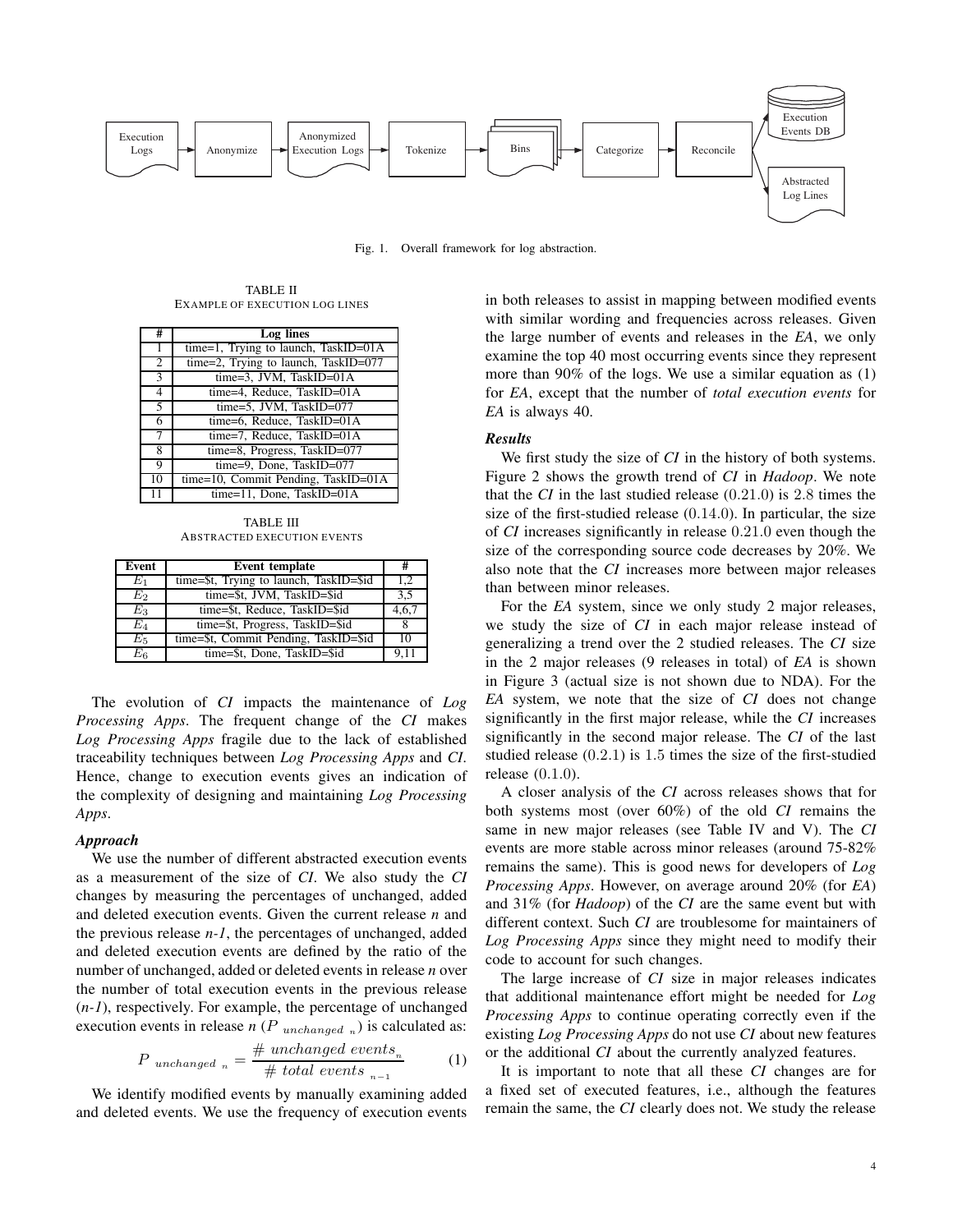Execution Logs → Anonymize → Anonymized Execution Logs → Tokenize → Bins → Categorize → Reconcile → Execution Events DB / Abstracted Log Lines

Fig. 1. Overall framework for log abstraction.

TABLE II
EXAMPLE OF EXECUTION LOG LINES

| # | Log lines |
|---|---|
| 1 | time=1, Trying to launch, TaskID=01A |
| 2 | time=2, Trying to launch, TaskID=077 |
| 3 | time=3, JVM, TaskID=01A |
| 4 | time=4, Reduce, TaskID=01A |
| 5 | time=5, JVM, TaskID=077 |
| 6 | time=6, Reduce, TaskID=01A |
| 7 | time=7, Reduce, TaskID=01A |
| 8 | time=8, Progress, TaskID=077 |
| 9 | time=9, Done, TaskID=077 |
| 10 | time=10, Commit Pending, TaskID=01A |
| 11 | time=11, Done, TaskID=01A |

TABLE III
ABSTRACTED EXECUTION EVENTS

| Event | Event template | # |
|---|---|---|
| $E_1$ | time=$t, Trying to launch, TaskID=$id | 1,2 |
| $E_2$ | time=$t, JVM, TaskID=$id | 3,5 |
| $E_3$ | time=$t, Reduce, TaskID=$id | 4,6,7 |
| $E_4$ | time=$t, Progress, TaskID=$id | 8 |
| $E_5$ | time=$t, Commit Pending, TaskID=$id | 10 |
| $E_6$ | time=$t, Done, TaskID=$id | 9,11 |

The evolution of *CI* impacts the maintenance of *Log Processing Apps*. The frequent change of the *CI* makes *Log Processing Apps* fragile due to the lack of established traceability techniques between *Log Processing Apps* and *CI*. Hence, change to execution events gives an indication of the complexity of designing and maintaining *Log Processing Apps*.

***Approach***

We use the number of different abstracted execution events as a measurement of the size of *CI*. We also study the *CI* changes by measuring the percentages of unchanged, added and deleted execution events. Given the current release *n* and the previous release *n-1*, the percentages of unchanged, added and deleted execution events are defined by the ratio of the number of unchanged, added or deleted events in release *n* over the number of total execution events in the previous release (*n-1*), respectively. For example, the percentage of unchanged execution events in release *n* ($P_{\ unchanged\ n}$) is calculated as:

$$P_{\ unchanged\ n} = \frac{\#\ unchanged\ events_n}{\#\ total\ events_{\ n-1}} \qquad (1)$$

We identify modified events by manually examining added and deleted events. We use the frequency of execution events in both releases to assist in mapping between modified events with similar wording and frequencies across releases. Given the large number of events and releases in the *EA*, we only examine the top 40 most occurring events since they represent more than 90% of the logs. We use a similar equation as (1) for *EA*, except that the number of *total execution events* for *EA* is always 40.

***Results***

We first study the size of *CI* in the history of both systems. Figure 2 shows the growth trend of *CI* in *Hadoop*. We note that the *CI* in the last studied release (0.21.0) is 2.8 times the size of the first-studied release (0.14.0). In particular, the size of *CI* increases significantly in release 0.21.0 even though the size of the corresponding source code decreases by 20%. We also note that the *CI* increases more between major releases than between minor releases.

For the *EA* system, since we only study 2 major releases, we study the size of *CI* in each major release instead of generalizing a trend over the 2 studied releases. The *CI* size in the 2 major releases (9 releases in total) of *EA* is shown in Figure 3 (actual size is not shown due to NDA). For the *EA* system, we note that the size of *CI* does not change significantly in the first major release, while the *CI* increases significantly in the second major release. The *CI* of the last studied release (0.2.1) is 1.5 times the size of the first-studied release (0.1.0).

A closer analysis of the *CI* across releases shows that for both systems most (over 60%) of the old *CI* remains the same in new major releases (see Table IV and V). The *CI* events are more stable across minor releases (around 75-82% remains the same). This is good news for developers of *Log Processing Apps*. However, on average around 20% (for *EA*) and 31% (for *Hadoop*) of the *CI* are the same event but with different context. Such *CI* are troublesome for maintainers of *Log Processing Apps* since they might need to modify their code to account for such changes.

The large increase of *CI* size in major releases indicates that additional maintenance effort might be needed for *Log Processing Apps* to continue operating correctly even if the existing *Log Processing Apps* do not use *CI* about new features or the additional *CI* about the currently analyzed features.

It is important to note that all these *CI* changes are for a fixed set of executed features, i.e., although the features remain the same, the *CI* clearly does not. We study the release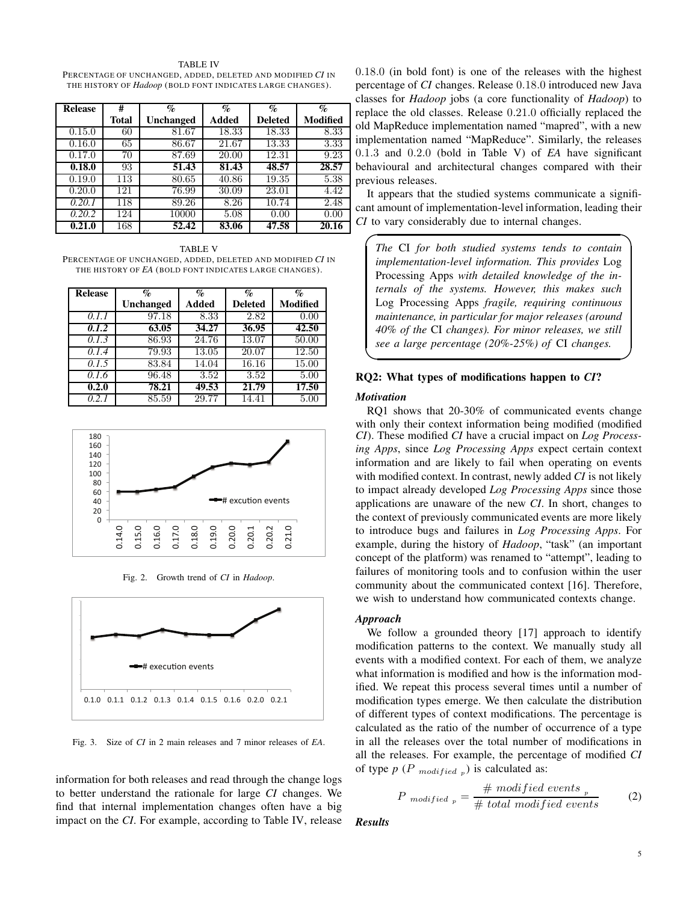TABLE IV
PERCENTAGE OF UNCHANGED, ADDED, DELETED AND MODIFIED *CI* IN THE HISTORY OF *Hadoop* (BOLD FONT INDICATES LARGE CHANGES).

| Release | # Total | % Unchanged | % Added | % Deleted | % Modified |
|---|---|---|---|---|---|
| 0.15.0 | 60 | 81.67 | 18.33 | 18.33 | 8.33 |
| 0.16.0 | 65 | 86.67 | 21.67 | 13.33 | 3.33 |
| 0.17.0 | 70 | 87.69 | 20.00 | 12.31 | 9.23 |
| **0.18.0** | 93 | **51.43** | **81.43** | **48.57** | **28.57** |
| 0.19.0 | 113 | 80.65 | 40.86 | 19.35 | 5.38 |
| 0.20.0 | 121 | 76.99 | 30.09 | 23.01 | 4.42 |
| *0.20.1* | 118 | 89.26 | 8.26 | 10.74 | 2.48 |
| *0.20.2* | 124 | 10000 | 5.08 | 0.00 | 0.00 |
| **0.21.0** | 168 | **52.42** | **83.06** | **47.58** | **20.16** |

TABLE V
PERCENTAGE OF UNCHANGED, ADDED, DELETED AND MODIFIED *CI* IN THE HISTORY OF *EA* (BOLD FONT INDICATES LARGE CHANGES).

| Release | % Unchanged | % Added | % Deleted | % Modified |
|---|---|---|---|---|
| *0.1.1* | 97.18 | 8.33 | 2.82 | 0.00 |
| ***0.1.2*** | **63.05** | **34.27** | **36.95** | **42.50** |
| *0.1.3* | 86.93 | 24.76 | 13.07 | 50.00 |
| *0.1.4* | 79.93 | 13.05 | 20.07 | 12.50 |
| *0.1.5* | 83.84 | 14.04 | 16.16 | 15.00 |
| *0.1.6* | 96.48 | 3.52 | 3.52 | 5.00 |
| **0.2.0** | **78.21** | **49.53** | **21.79** | **17.50** |
| *0.2.1* | 85.59 | 29.77 | 14.41 | 5.00 |

Fig. 2. Growth trend of *CI* in *Hadoop*.

Fig. 3. Size of *CI* in 2 main releases and 7 minor releases of *EA*.

information for both releases and read through the change logs to better understand the rationale for large *CI* changes. We find that internal implementation changes often have a big impact on the *CI*. For example, according to Table IV, release 0.18.0 (in bold font) is one of the releases with the highest percentage of *CI* changes. Release 0.18.0 introduced new Java classes for *Hadoop* jobs (a core functionality of *Hadoop*) to replace the old classes. Release 0.21.0 officially replaced the old MapReduce implementation named "mapred", with a new implementation named "MapReduce". Similarly, the releases 0.1.3 and 0.2.0 (bold in Table V) of *EA* have significant behavioural and architectural changes compared with their previous releases.

It appears that the studied systems communicate a significant amount of implementation-level information, leading their *CI* to vary considerably due to internal changes.

> *The* CI *for both studied systems tends to contain implementation-level information. This provides* Log Processing Apps *with detailed knowledge of the internals of the systems. However, this makes such* Log Processing Apps *fragile, requiring continuous maintenance, in particular for major releases (around 40% of the* CI *changes). For minor releases, we still see a large percentage (20%-25%) of* CI *changes.*

## RQ2: What types of modifications happen to *CI*?

### *Motivation*

RQ1 shows that 20-30% of communicated events change with only their context information being modified (modified *CI*). These modified *CI* have a crucial impact on *Log Processing Apps*, since *Log Processing Apps* expect certain context information and are likely to fail when operating on events with modified context. In contrast, newly added *CI* is not likely to impact already developed *Log Processing Apps* since those applications are unaware of the new *CI*. In short, changes to the context of previously communicated events are more likely to introduce bugs and failures in *Log Processing Apps*. For example, during the history of *Hadoop*, "task" (an important concept of the platform) was renamed to "attempt", leading to failures of monitoring tools and to confusion within the user community about the communicated context [16]. Therefore, we wish to understand how communicated contexts change.

### *Approach*

We follow a grounded theory [17] approach to identify modification patterns to the context. We manually study all events with a modified context. For each of them, we analyze what information is modified and how is the information modified. We repeat this process several times until a number of modification types emerge. We then calculate the distribution of different types of context modifications. The percentage is calculated as the ratio of the number of occurrence of a type in all the releases over the total number of modifications in all the releases. For example, the percentage of modified *CI* of type $p$ ($P_{\ modified\ _p}$) is calculated as:

$$P_{\ modified\ _p} = \frac{\#\ modified\ events\ _p}{\#\ total\ modified\ events} \tag{2}$$

### *Results*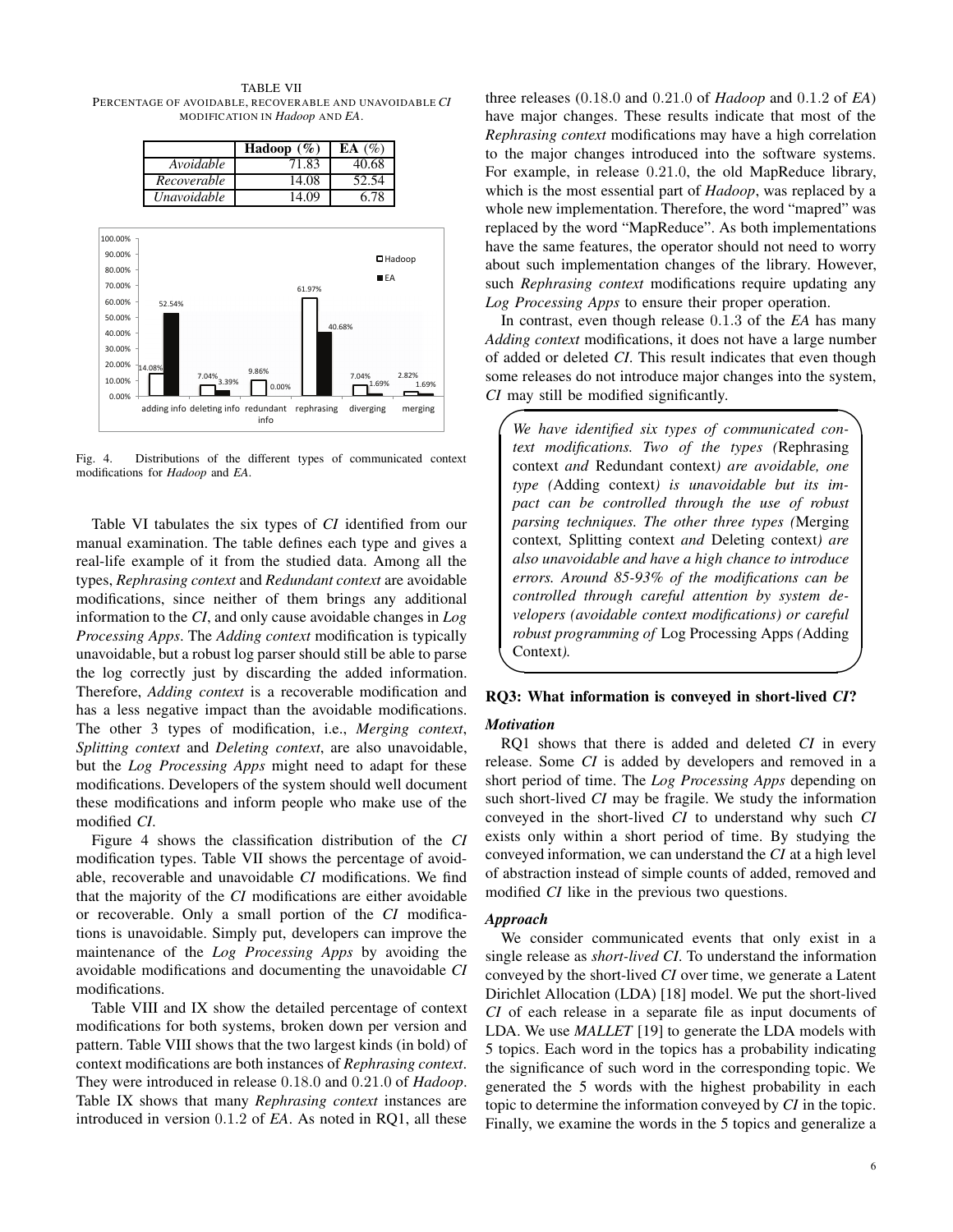TABLE VII
PERCENTAGE OF AVOIDABLE, RECOVERABLE AND UNAVOIDABLE *CI* MODIFICATION IN *Hadoop* AND *EA*.

| | **Hadoop** (%) | **EA** (%) |
|---|---|---|
| *Avoidable* | 71.83 | 40.68 |
| *Recoverable* | 14.08 | 52.54 |
| *Unavoidable* | 14.09 | 6.78 |

100.00%
90.00%
80.00%
70.00%
60.00%
50.00%
40.00%
30.00%
20.00%
10.00%
0.00%

Hadoop
EA

14.08% 52.54%
7.04% 3.39%
9.86% 0.00%
61.97% 40.68%
7.04% 1.69%
2.82% 1.69%

adding info, deleting info, redundant info, rephrasing, diverging, merging

Fig. 4. Distributions of the different types of communicated context modifications for *Hadoop* and *EA*.

Table VI tabulates the six types of *CI* identified from our manual examination. The table defines each type and gives a real-life example of it from the studied data. Among all the types, *Rephrasing context* and *Redundant context* are avoidable modifications, since neither of them brings any additional information to the *CI*, and only cause avoidable changes in *Log Processing Apps*. The *Adding context* modification is typically unavoidable, but a robust log parser should still be able to parse the log correctly just by discarding the added information. Therefore, *Adding context* is a recoverable modification and has a less negative impact than the avoidable modifications. The other 3 types of modification, i.e., *Merging context*, *Splitting context* and *Deleting context*, are also unavoidable, but the *Log Processing Apps* might need to adapt for these modifications. Developers of the system should well document these modifications and inform people who make use of the modified *CI*.

Figure 4 shows the classification distribution of the *CI* modification types. Table VII shows the percentage of avoidable, recoverable and unavoidable *CI* modifications. We find that the majority of the *CI* modifications are either avoidable or recoverable. Only a small portion of the *CI* modifications is unavoidable. Simply put, developers can improve the maintenance of the *Log Processing Apps* by avoiding the avoidable modifications and documenting the unavoidable *CI* modifications.

Table VIII and IX show the detailed percentage of context modifications for both systems, broken down per version and pattern. Table VIII shows that the two largest kinds (in bold) of context modifications are both instances of *Rephrasing context*. They were introduced in release 0.18.0 and 0.21.0 of *Hadoop*. Table IX shows that many *Rephrasing context* instances are introduced in version 0.1.2 of *EA*. As noted in RQ1, all these three releases (0.18.0 and 0.21.0 of *Hadoop* and 0.1.2 of *EA*) have major changes. These results indicate that most of the *Rephrasing context* modifications may have a high correlation to the major changes introduced into the software systems. For example, in release 0.21.0, the old MapReduce library, which is the most essential part of *Hadoop*, was replaced by a whole new implementation. Therefore, the word "mapred" was replaced by the word "MapReduce". As both implementations have the same features, the operator should not need to worry about such implementation changes of the library. However, such *Rephrasing context* modifications require updating any *Log Processing Apps* to ensure their proper operation.

In contrast, even though release 0.1.3 of the *EA* has many *Adding context* modifications, it does not have a large number of added or deleted *CI*. This result indicates that even though some releases do not introduce major changes into the system, *CI* may still be modified significantly.

> *We have identified six types of communicated context modifications. Two of the types (*Rephrasing context *and* Redundant context*) are avoidable, one type (*Adding context*) is unavoidable but its impact can be controlled through the use of robust parsing techniques. The other three types (*Merging context*,* Splitting context *and* Deleting context*) are also unavoidable and have a high chance to introduce errors. Around 85-93% of the modifications can be controlled through careful attention by system developers (avoidable context modifications) or careful robust programming of* Log Processing Apps *(*Adding Context*).*

**RQ3: What information is conveyed in short-lived *CI*?**

***Motivation***

RQ1 shows that there is added and deleted *CI* in every release. Some *CI* is added by developers and removed in a short period of time. The *Log Processing Apps* depending on such short-lived *CI* may be fragile. We study the information conveyed in the short-lived *CI* to understand why such *CI* exists only within a short period of time. By studying the conveyed information, we can understand the *CI* at a high level of abstraction instead of simple counts of added, removed and modified *CI* like in the previous two questions.

***Approach***

We consider communicated events that only exist in a single release as *short-lived CI*. To understand the information conveyed by the short-lived *CI* over time, we generate a Latent Dirichlet Allocation (LDA) [18] model. We put the short-lived *CI* of each release in a separate file as input documents of LDA. We use *MALLET* [19] to generate the LDA models with 5 topics. Each word in the topics has a probability indicating the significance of such word in the corresponding topic. We generated the 5 words with the highest probability in each topic to determine the information conveyed by *CI* in the topic. Finally, we examine the words in the 5 topics and generalize a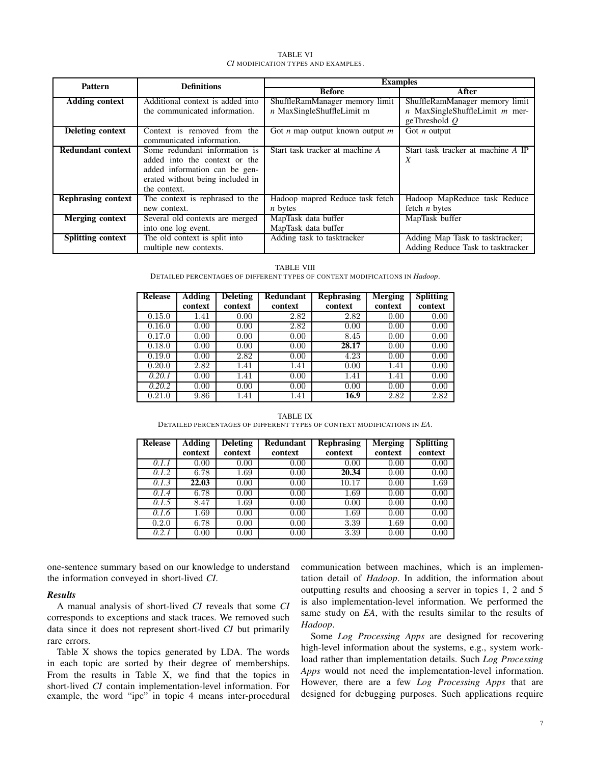TABLE VI
*CI* MODIFICATION TYPES AND EXAMPLES.

| Pattern | Definitions | Examples | |
|---|---|---|---|
| | | Before | After |
| **Adding context** | Additional context is added into the communicated information. | ShuffleRamManager memory limit *n* MaxSingleShuffleLimit m | ShuffleRamManager memory limit *n* MaxSingleShuffleLimit *m* mergeThreshold *Q* |
| **Deleting context** | Context is removed from the communicated information. | Got *n* map output known output *m* | Got *n* output |
| **Redundant context** | Some redundant information is added into the context or the added information can be generated without being included in the context. | Start task tracker at machine *A* | Start task tracker at machine *A* IP *X* |
| **Rephrasing context** | The context is rephrased to the new context. | Hadoop mapred Reduce task fetch *n* bytes | Hadoop MapReduce task Reduce fetch *n* bytes |
| **Merging context** | Several old contexts are merged into one log event. | MapTask data buffer MapTask data buffer | MapTask buffer |
| **Splitting context** | The old context is split into multiple new contexts. | Adding task to tasktracker | Adding Map Task to tasktracker; Adding Reduce Task to tasktracker |

TABLE VIII
DETAILED PERCENTAGES OF DIFFERENT TYPES OF CONTEXT MODIFICATIONS IN *Hadoop*.

| Release | Adding context | Deleting context | Redundant context | Rephrasing context | Merging context | Splitting context |
|---|---|---|---|---|---|---|
| 0.15.0 | 1.41 | 0.00 | 2.82 | 2.82 | 0.00 | 0.00 |
| 0.16.0 | 0.00 | 0.00 | 2.82 | 0.00 | 0.00 | 0.00 |
| 0.17.0 | 0.00 | 0.00 | 0.00 | 8.45 | 0.00 | 0.00 |
| 0.18.0 | 0.00 | 0.00 | 0.00 | **28.17** | 0.00 | 0.00 |
| 0.19.0 | 0.00 | 2.82 | 0.00 | 4.23 | 0.00 | 0.00 |
| 0.20.0 | 2.82 | 1.41 | 1.41 | 0.00 | 1.41 | 0.00 |
| *0.20.1* | 0.00 | 1.41 | 0.00 | 1.41 | 1.41 | 0.00 |
| *0.20.2* | 0.00 | 0.00 | 0.00 | 0.00 | 0.00 | 0.00 |
| 0.21.0 | 9.86 | 1.41 | 1.41 | **16.9** | 2.82 | 2.82 |

TABLE IX
DETAILED PERCENTAGES OF DIFFERENT TYPES OF CONTEXT MODIFICATIONS IN *EA*.

| Release | Adding context | Deleting context | Redundant context | Rephrasing context | Merging context | Splitting context |
|---|---|---|---|---|---|---|
| *0.1.1* | 0.00 | 0.00 | 0.00 | 0.00 | 0.00 | 0.00 |
| *0.1.2* | 6.78 | 1.69 | 0.00 | **20.34** | 0.00 | 0.00 |
| *0.1.3* | **22.03** | 0.00 | 0.00 | 10.17 | 0.00 | 1.69 |
| *0.1.4* | 6.78 | 0.00 | 0.00 | 1.69 | 0.00 | 0.00 |
| *0.1.5* | 8.47 | 1.69 | 0.00 | 0.00 | 0.00 | 0.00 |
| *0.1.6* | 1.69 | 0.00 | 0.00 | 1.69 | 0.00 | 0.00 |
| 0.2.0 | 6.78 | 0.00 | 0.00 | 3.39 | 1.69 | 0.00 |
| *0.2.1* | 0.00 | 0.00 | 0.00 | 3.39 | 0.00 | 0.00 |

one-sentence summary based on our knowledge to understand the information conveyed in short-lived *CI*.

### *Results*

A manual analysis of short-lived *CI* reveals that some *CI* corresponds to exceptions and stack traces. We removed such data since it does not represent short-lived *CI* but primarily rare errors.

Table X shows the topics generated by LDA. The words in each topic are sorted by their degree of memberships. From the results in Table X, we find that the topics in short-lived *CI* contain implementation-level information. For example, the word "ipc" in topic 4 means inter-procedural communication between machines, which is an implementation detail of *Hadoop*. In addition, the information about outputting results and choosing a server in topics 1, 2 and 5 is also implementation-level information. We performed the same study on *EA*, with the results similar to the results of *Hadoop*.

Some *Log Processing Apps* are designed for recovering high-level information about the systems, e.g., system workload rather than implementation details. Such *Log Processing Apps* would not need the implementation-level information. However, there are a few *Log Processing Apps* that are designed for debugging purposes. Such applications require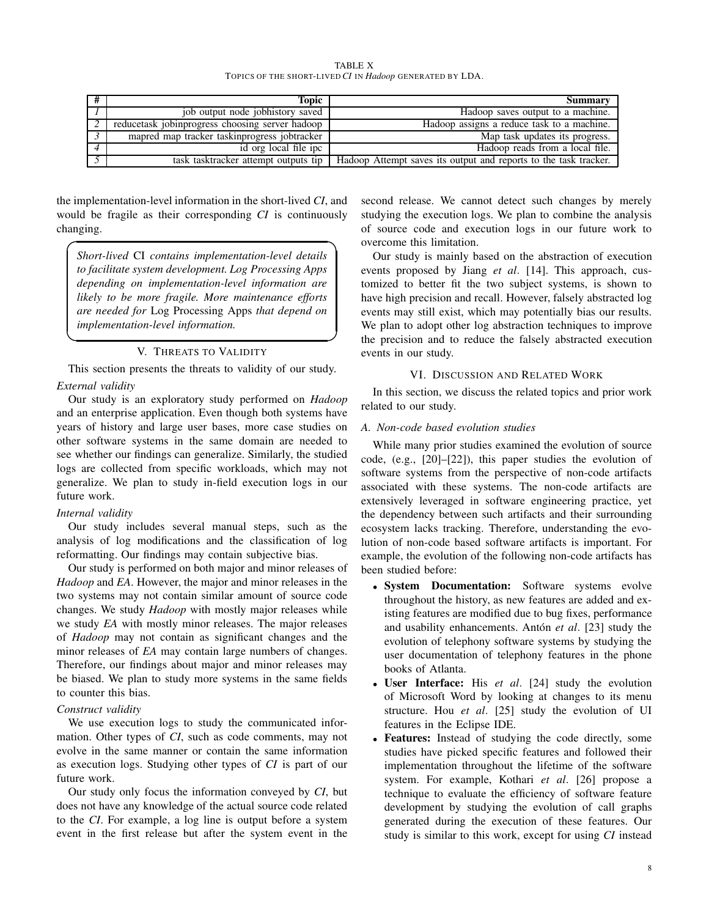TABLE X
TOPICS OF THE SHORT-LIVED *CI* IN *Hadoop* GENERATED BY LDA.

| # | Topic | Summary |
|---|---|---|
| *1* | job output node jobhistory saved | Hadoop saves output to a machine. |
| *2* | reducetask jobinprogress choosing server hadoop | Hadoop assigns a reduce task to a machine. |
| *3* | mapred map tracker taskinprogress jobtracker | Map task updates its progress. |
| *4* | id org local file ipc | Hadoop reads from a local file. |
| *5* | task tasktracker attempt outputs tip | Hadoop Attempt saves its output and reports to the task tracker. |

the implementation-level information in the short-lived *CI*, and would be fragile as their corresponding *CI* is continuously changing.

> *Short-lived* CI *contains implementation-level details to facilitate system development. Log Processing Apps depending on implementation-level information are likely to be more fragile. More maintenance efforts are needed for* Log Processing Apps *that depend on implementation-level information.*

## V. Threats to Validity

This section presents the threats to validity of our study.

*External validity*

Our study is an exploratory study performed on *Hadoop* and an enterprise application. Even though both systems have years of history and large user bases, more case studies on other software systems in the same domain are needed to see whether our findings can generalize. Similarly, the studied logs are collected from specific workloads, which may not generalize. We plan to study in-field execution logs in our future work.

*Internal validity*

Our study includes several manual steps, such as the analysis of log modifications and the classification of log reformatting. Our findings may contain subjective bias.

Our study is performed on both major and minor releases of *Hadoop* and *EA*. However, the major and minor releases in the two systems may not contain similar amount of source code changes. We study *Hadoop* with mostly major releases while we study *EA* with mostly minor releases. The major releases of *Hadoop* may not contain as significant changes and the minor releases of *EA* may contain large numbers of changes. Therefore, our findings about major and minor releases may be biased. We plan to study more systems in the same fields to counter this bias.

*Construct validity*

We use execution logs to study the communicated information. Other types of *CI*, such as code comments, may not evolve in the same manner or contain the same information as execution logs. Studying other types of *CI* is part of our future work.

Our study only focus the information conveyed by *CI*, but does not have any knowledge of the actual source code related to the *CI*. For example, a log line is output before a system event in the first release but after the system event in the second release. We cannot detect such changes by merely studying the execution logs. We plan to combine the analysis of source code and execution logs in our future work to overcome this limitation.

Our study is mainly based on the abstraction of execution events proposed by Jiang *et al*. [14]. This approach, customized to better fit the two subject systems, is shown to have high precision and recall. However, falsely abstracted log events may still exist, which may potentially bias our results. We plan to adopt other log abstraction techniques to improve the precision and to reduce the falsely abstracted execution events in our study.

## VI. Discussion and Related Work

In this section, we discuss the related topics and prior work related to our study.

### A. Non-code based evolution studies

While many prior studies examined the evolution of source code, (e.g., [20]–[22]), this paper studies the evolution of software systems from the perspective of non-code artifacts associated with these systems. The non-code artifacts are extensively leveraged in software engineering practice, yet the dependency between such artifacts and their surrounding ecosystem lacks tracking. Therefore, understanding the evolution of non-code based software artifacts is important. For example, the evolution of the following non-code artifacts has been studied before:

- **System Documentation:** Software systems evolve throughout the history, as new features are added and existing features are modified due to bug fixes, performance and usability enhancements. Antón *et al*. [23] study the evolution of telephony software systems by studying the user documentation of telephony features in the phone books of Atlanta.
- **User Interface:** His *et al*. [24] study the evolution of Microsoft Word by looking at changes to its menu structure. Hou *et al*. [25] study the evolution of UI features in the Eclipse IDE.
- **Features:** Instead of studying the code directly, some studies have picked specific features and followed their implementation throughout the lifetime of the software system. For example, Kothari *et al*. [26] propose a technique to evaluate the efficiency of software feature development by studying the evolution of call graphs generated during the execution of these features. Our study is similar to this work, except for using *CI* instead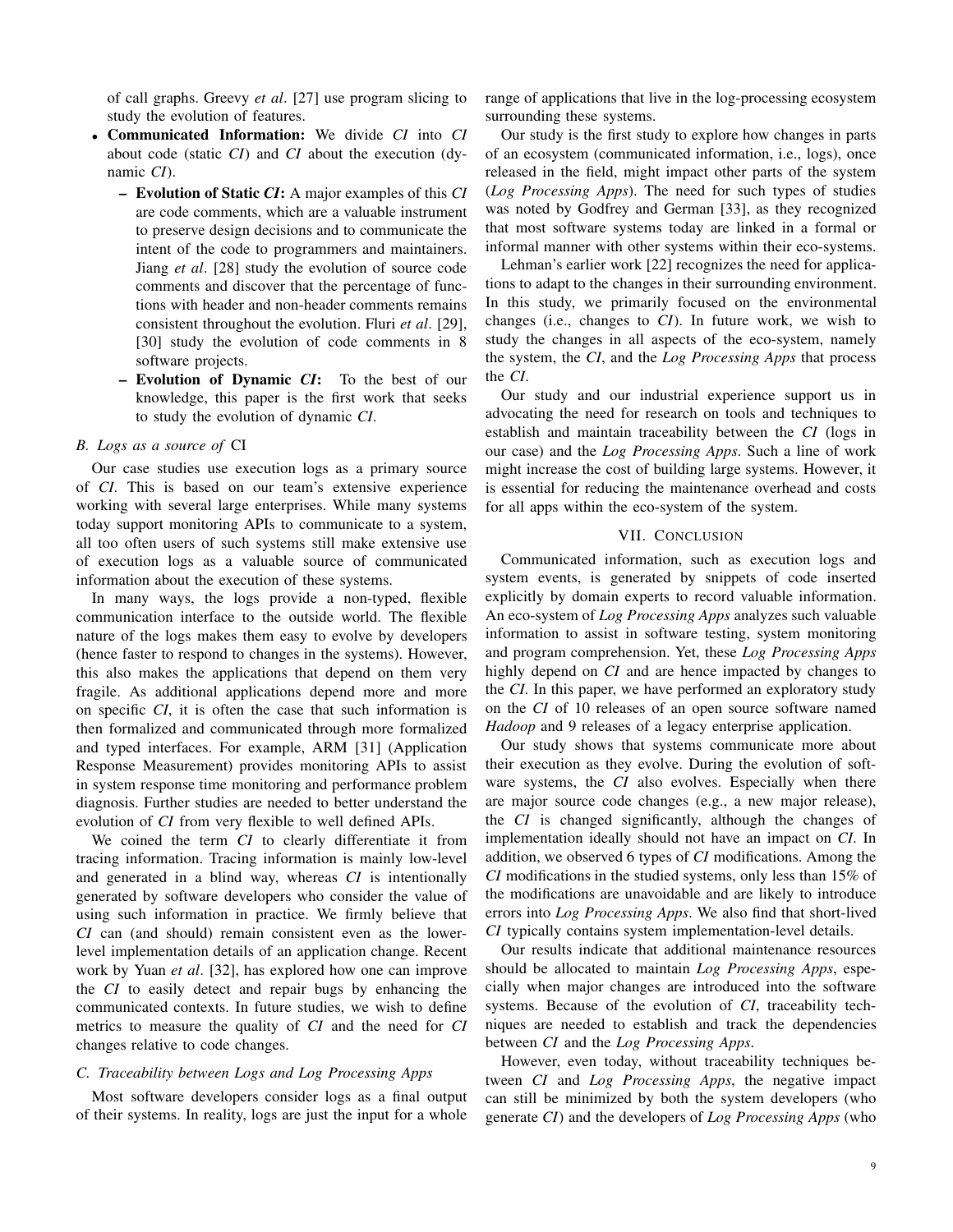of call graphs. Greevy *et al*. [27] use program slicing to study the evolution of features.

- **Communicated Information:** We divide *CI* into *CI* about code (static *CI*) and *CI* about the execution (dynamic *CI*).
  - **Evolution of Static *CI*:** A major examples of this *CI* are code comments, which are a valuable instrument to preserve design decisions and to communicate the intent of the code to programmers and maintainers. Jiang *et al*. [28] study the evolution of source code comments and discover that the percentage of functions with header and non-header comments remains consistent throughout the evolution. Fluri *et al*. [29], [30] study the evolution of code comments in 8 software projects.
  - **Evolution of Dynamic *CI*:** To the best of our knowledge, this paper is the first work that seeks to study the evolution of dynamic *CI*.

### B. Logs as a source of CI

Our case studies use execution logs as a primary source of *CI*. This is based on our team's extensive experience working with several large enterprises. While many systems today support monitoring APIs to communicate to a system, all too often users of such systems still make extensive use of execution logs as a valuable source of communicated information about the execution of these systems.

In many ways, the logs provide a non-typed, flexible communication interface to the outside world. The flexible nature of the logs makes them easy to evolve by developers (hence faster to respond to changes in the systems). However, this also makes the applications that depend on them very fragile. As additional applications depend more and more on specific *CI*, it is often the case that such information is then formalized and communicated through more formalized and typed interfaces. For example, ARM [31] (Application Response Measurement) provides monitoring APIs to assist in system response time monitoring and performance problem diagnosis. Further studies are needed to better understand the evolution of *CI* from very flexible to well defined APIs.

We coined the term *CI* to clearly differentiate it from tracing information. Tracing information is mainly low-level and generated in a blind way, whereas *CI* is intentionally generated by software developers who consider the value of using such information in practice. We firmly believe that *CI* can (and should) remain consistent even as the lower-level implementation details of an application change. Recent work by Yuan *et al*. [32], has explored how one can improve the *CI* to easily detect and repair bugs by enhancing the communicated contexts. In future studies, we wish to define metrics to measure the quality of *CI* and the need for *CI* changes relative to code changes.

### C. Traceability between Logs and Log Processing Apps

Most software developers consider logs as a final output of their systems. In reality, logs are just the input for a whole range of applications that live in the log-processing ecosystem surrounding these systems.

Our study is the first study to explore how changes in parts of an ecosystem (communicated information, i.e., logs), once released in the field, might impact other parts of the system (*Log Processing Apps*). The need for such types of studies was noted by Godfrey and German [33], as they recognized that most software systems today are linked in a formal or informal manner with other systems within their eco-systems.

Lehman's earlier work [22] recognizes the need for applications to adapt to the changes in their surrounding environment. In this study, we primarily focused on the environmental changes (i.e., changes to *CI*). In future work, we wish to study the changes in all aspects of the eco-system, namely the system, the *CI*, and the *Log Processing Apps* that process the *CI*.

Our study and our industrial experience support us in advocating the need for research on tools and techniques to establish and maintain traceability between the *CI* (logs in our case) and the *Log Processing Apps*. Such a line of work might increase the cost of building large systems. However, it is essential for reducing the maintenance overhead and costs for all apps within the eco-system of the system.

## VII. Conclusion

Communicated information, such as execution logs and system events, is generated by snippets of code inserted explicitly by domain experts to record valuable information. An eco-system of *Log Processing Apps* analyzes such valuable information to assist in software testing, system monitoring and program comprehension. Yet, these *Log Processing Apps* highly depend on *CI* and are hence impacted by changes to the *CI*. In this paper, we have performed an exploratory study on the *CI* of 10 releases of an open source software named *Hadoop* and 9 releases of a legacy enterprise application.

Our study shows that systems communicate more about their execution as they evolve. During the evolution of software systems, the *CI* also evolves. Especially when there are major source code changes (e.g., a new major release), the *CI* is changed significantly, although the changes of implementation ideally should not have an impact on *CI*. In addition, we observed 6 types of *CI* modifications. Among the *CI* modifications in the studied systems, only less than 15% of the modifications are unavoidable and are likely to introduce errors into *Log Processing Apps*. We also find that short-lived *CI* typically contains system implementation-level details.

Our results indicate that additional maintenance resources should be allocated to maintain *Log Processing Apps*, especially when major changes are introduced into the software systems. Because of the evolution of *CI*, traceability techniques are needed to establish and track the dependencies between *CI* and the *Log Processing Apps*.

However, even today, without traceability techniques between *CI* and *Log Processing Apps*, the negative impact can still be minimized by both the system developers (who generate *CI*) and the developers of *Log Processing Apps* (who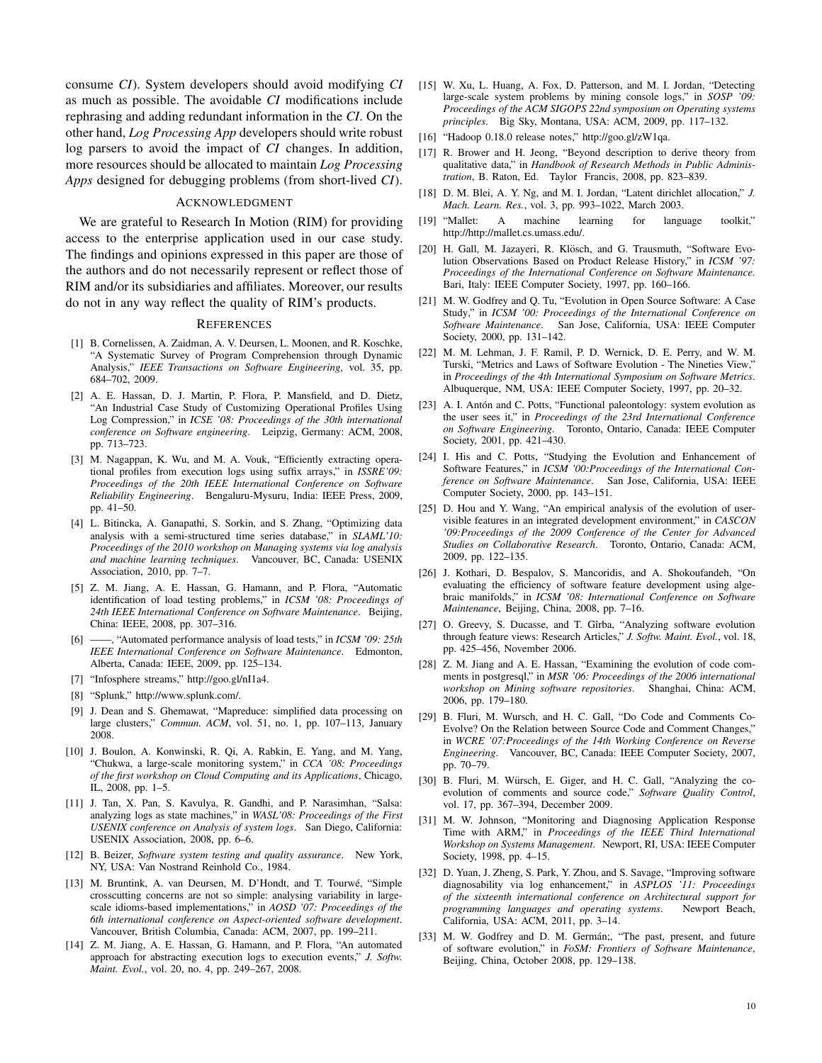consume *CI*). System developers should avoid modifying *CI* as much as possible. The avoidable *CI* modifications include rephrasing and adding redundant information in the *CI*. On the other hand, *Log Processing App* developers should write robust log parsers to avoid the impact of *CI* changes. In addition, more resources should be allocated to maintain *Log Processing Apps* designed for debugging problems (from short-lived *CI*).

## Acknowledgment

We are grateful to Research In Motion (RIM) for providing access to the enterprise application used in our case study. The findings and opinions expressed in this paper are those of the authors and do not necessarily represent or reflect those of RIM and/or its subsidiaries and affiliates. Moreover, our results do not in any way reflect the quality of RIM's products.

## References

[1] B. Cornelissen, A. Zaidman, A. V. Deursen, L. Moonen, and R. Koschke, "A Systematic Survey of Program Comprehension through Dynamic Analysis," *IEEE Transactions on Software Engineering*, vol. 35, pp. 684–702, 2009.

[2] A. E. Hassan, D. J. Martin, P. Flora, P. Mansfield, and D. Dietz, "An Industrial Case Study of Customizing Operational Profiles Using Log Compression," in *ICSE '08: Proceedings of the 30th international conference on Software engineering*. Leipzig, Germany: ACM, 2008, pp. 713–723.

[3] M. Nagappan, K. Wu, and M. A. Vouk, "Efficiently extracting operational profiles from execution logs using suffix arrays," in *ISSRE'09: Proceedings of the 20th IEEE International Conference on Software Reliability Engineering*. Bengaluru-Mysuru, India: IEEE Press, 2009, pp. 41–50.

[4] L. Bitincka, A. Ganapathi, S. Sorkin, and S. Zhang, "Optimizing data analysis with a semi-structured time series database," in *SLAML'10: Proceedings of the 2010 workshop on Managing systems via log analysis and machine learning techniques*. Vancouver, BC, Canada: USENIX Association, 2010, pp. 7–7.

[5] Z. M. Jiang, A. E. Hassan, G. Hamann, and P. Flora, "Automatic identification of load testing problems," in *ICSM '08: Proceedings of 24th IEEE International Conference on Software Maintenance*. Beijing, China: IEEE, 2008, pp. 307–316.

[6] ——, "Automated performance analysis of load tests," in *ICSM '09: 25th IEEE International Conference on Software Maintenance*. Edmonton, Alberta, Canada: IEEE, 2009, pp. 125–134.

[7] "Infosphere streams," http://goo.gl/nI1a4.

[8] "Splunk," http://www.splunk.com/.

[9] J. Dean and S. Ghemawat, "Mapreduce: simplified data processing on large clusters," *Commun. ACM*, vol. 51, no. 1, pp. 107–113, January 2008.

[10] J. Boulon, A. Konwinski, R. Qi, A. Rabkin, E. Yang, and M. Yang, "Chukwa, a large-scale monitoring system," in *CCA '08: Proceedings of the first workshop on Cloud Computing and its Applications*, Chicago, IL, 2008, pp. 1–5.

[11] J. Tan, X. Pan, S. Kavulya, R. Gandhi, and P. Narasimhan, "Salsa: analyzing logs as state machines," in *WASL'08: Proceedings of the First USENIX conference on Analysis of system logs*. San Diego, California: USENIX Association, 2008, pp. 6–6.

[12] B. Beizer, *Software system testing and quality assurance*. New York, NY, USA: Van Nostrand Reinhold Co., 1984.

[13] M. Bruntink, A. van Deursen, M. D'Hondt, and T. Tourwé, "Simple crosscutting concerns are not so simple: analysing variability in large-scale idioms-based implementations," in *AOSD '07: Proceedings of the 6th international conference on Aspect-oriented software development*. Vancouver, British Columbia, Canada: ACM, 2007, pp. 199–211.

[14] Z. M. Jiang, A. E. Hassan, G. Hamann, and P. Flora, "An automated approach for abstracting execution logs to execution events," *J. Softw. Maint. Evol.*, vol. 20, no. 4, pp. 249–267, 2008.

[15] W. Xu, L. Huang, A. Fox, D. Patterson, and M. I. Jordan, "Detecting large-scale system problems by mining console logs," in *SOSP '09: Proceedings of the ACM SIGOPS 22nd symposium on Operating systems principles*. Big Sky, Montana, USA: ACM, 2009, pp. 117–132.

[16] "Hadoop 0.18.0 release notes," http://goo.gl/zW1qa.

[17] R. Brower and H. Jeong, "Beyond description to derive theory from qualitative data," in *Handbook of Research Methods in Public Administration*, B. Raton, Ed. Taylor Francis, 2008, pp. 823–839.

[18] D. M. Blei, A. Y. Ng, and M. I. Jordan, "Latent dirichlet allocation," *J. Mach. Learn. Res.*, vol. 3, pp. 993–1022, March 2003.

[19] "Mallet: A machine learning for language toolkit," http://http://mallet.cs.umass.edu/.

[20] H. Gall, M. Jazayeri, R. Klösch, and G. Trausmuth, "Software Evolution Observations Based on Product Release History," in *ICSM '97: Proceedings of the International Conference on Software Maintenance*. Bari, Italy: IEEE Computer Society, 1997, pp. 160–166.

[21] M. W. Godfrey and Q. Tu, "Evolution in Open Source Software: A Case Study," in *ICSM '00: Proceedings of the International Conference on Software Maintenance*. San Jose, California, USA: IEEE Computer Society, 2000, pp. 131–142.

[22] M. M. Lehman, J. F. Ramil, P. D. Wernick, D. E. Perry, and W. M. Turski, "Metrics and Laws of Software Evolution - The Nineties View," in *Proceedings of the 4th International Symposium on Software Metrics*. Albuquerque, NM, USA: IEEE Computer Society, 1997, pp. 20–32.

[23] A. I. Antón and C. Potts, "Functional paleontology: system evolution as the user sees it," in *Proceedings of the 23rd International Conference on Software Engineering*. Toronto, Ontario, Canada: IEEE Computer Society, 2001, pp. 421–430.

[24] I. His and C. Potts, "Studying the Evolution and Enhancement of Software Features," in *ICSM '00:Proceedings of the International Conference on Software Maintenance*. San Jose, California, USA: IEEE Computer Society, 2000, pp. 143–151.

[25] D. Hou and Y. Wang, "An empirical analysis of the evolution of user-visible features in an integrated development environment," in *CASCON '09:Proceedings of the 2009 Conference of the Center for Advanced Studies on Collaborative Research*. Toronto, Ontario, Canada: ACM, 2009, pp. 122–135.

[26] J. Kothari, D. Bespalov, S. Mancoridis, and A. Shokoufandeh, "On evaluating the efficiency of software feature development using algebraic manifolds," in *ICSM '08: International Conference on Software Maintenance*, Beijing, China, 2008, pp. 7–16.

[27] O. Greevy, S. Ducasse, and T. Gîrba, "Analyzing software evolution through feature views: Research Articles," *J. Softw. Maint. Evol.*, vol. 18, pp. 425–456, November 2006.

[28] Z. M. Jiang and A. E. Hassan, "Examining the evolution of code comments in postgresql," in *MSR '06: Proceedings of the 2006 international workshop on Mining software repositories*. Shanghai, China: ACM, 2006, pp. 179–180.

[29] B. Fluri, M. Wursch, and H. C. Gall, "Do Code and Comments Co-Evolve? On the Relation between Source Code and Comment Changes," in *WCRE '07:Proceedings of the 14th Working Conference on Reverse Engineering*. Vancouver, BC, Canada: IEEE Computer Society, 2007, pp. 70–79.

[30] B. Fluri, M. Würsch, E. Giger, and H. C. Gall, "Analyzing the co-evolution of comments and source code," *Software Quality Control*, vol. 17, pp. 367–394, December 2009.

[31] M. W. Johnson, "Monitoring and Diagnosing Application Response Time with ARM," in *Proceedings of the IEEE Third International Workshop on Systems Management*. Newport, RI, USA: IEEE Computer Society, 1998, pp. 4–15.

[32] D. Yuan, J. Zheng, S. Park, Y. Zhou, and S. Savage, "Improving software diagnosability via log enhancement," in *ASPLOS '11: Proceedings of the sixteenth international conference on Architectural support for programming languages and operating systems*. Newport Beach, California, USA: ACM, 2011, pp. 3–14.

[33] M. W. Godfrey and D. M. Germán;, "The past, present, and future of software evolution," in *FoSM: Frontiers of Software Maintenance*, Beijing, China, October 2008, pp. 129–138.